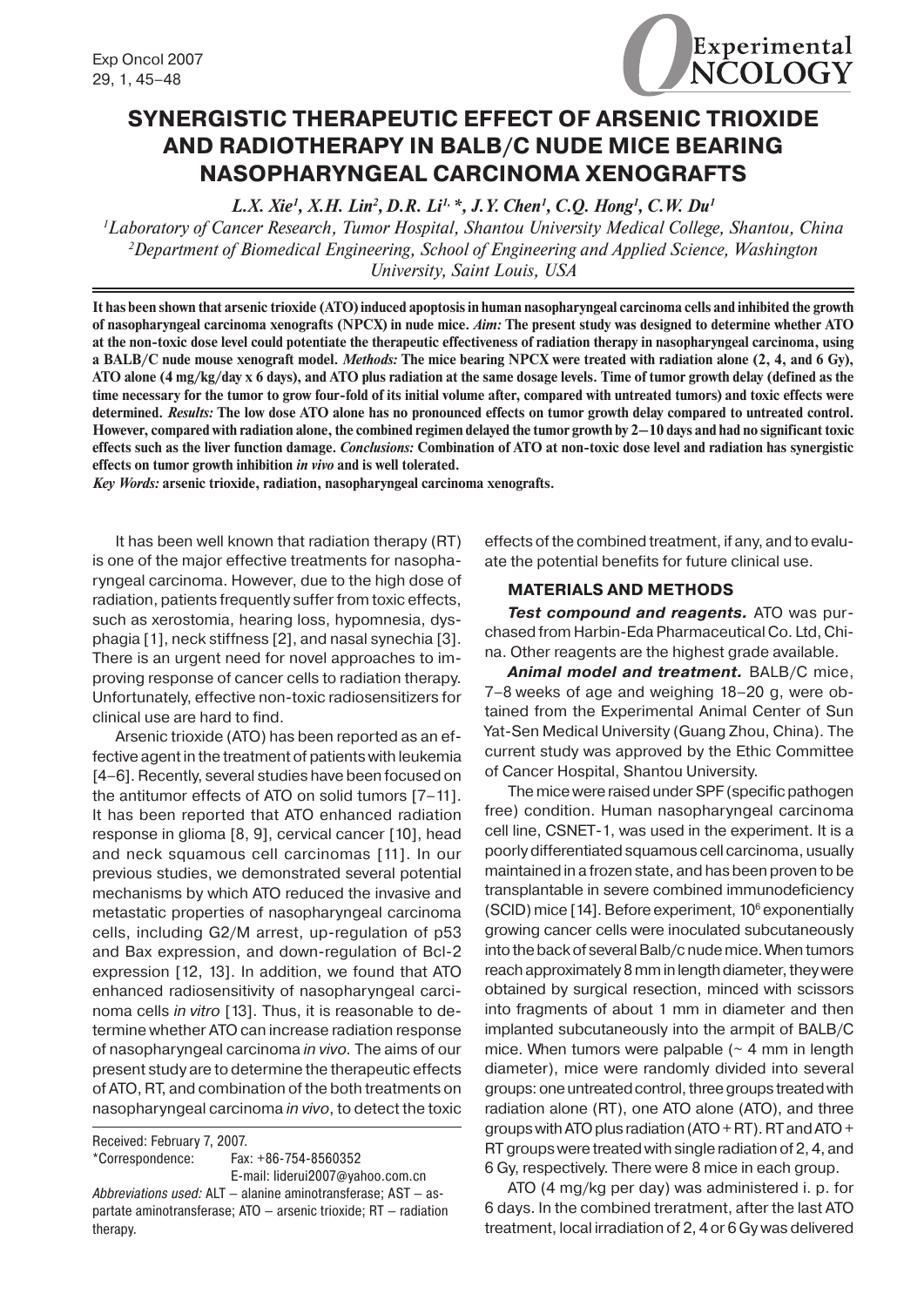# SYNERGISTIC THERAPEUTIC EFFECT OF ARSENIC TRIOXIDE AND RADIOTHERAPY IN BALB/C NUDE MICE BEARING NASOPHARYNGEAL CARCINOMA XENOGRAFTS

*L.X. Xie[1], X.H. Lin[2], D.R. Li[1,*], J.Y. Chen[1], C.Q. Hong[1], C.W. Du[1]*

[1]*Laboratory of Cancer Research, Tumor Hospital, Shantou University Medical College, Shantou, China*
[2]*Department of Biomedical Engineering, School of Engineering and Applied Science, Washington University, Saint Louis, USA*

**It has been shown that arsenic trioxide (ATO) induced apoptosis in human nasopharyngeal carcinoma cells and inhibited the growth of nasopharyngeal carcinoma xenografts (NPCX) in nude mice.** ***Aim:*** **The present study was designed to determine whether ATO at the non-toxic dose level could potentiate the therapeutic effectiveness of radiation therapy in nasopharyngeal carcinoma, using a BALB/C nude mouse xenograft model.** ***Methods:*** **The mice bearing NPCX were treated with radiation alone (2, 4, and 6 Gy), ATO alone (4 mg/kg/day x 6 days), and ATO plus radiation at the same dosage levels. Time of tumor growth delay (defined as the time necessary for the tumor to grow four-fold of its initial volume after, compared with untreated tumors) and toxic effects were determined.** ***Results:*** **The low dose ATO alone has no pronounced effects on tumor growth delay compared to untreated control. However, compared with radiation alone, the combined regimen delayed the tumor growth by 2–10 days and had no significant toxic effects such as the liver function damage.** ***Conclusions:*** **Combination of ATO at non-toxic dose level and radiation has synergistic effects on tumor growth inhibition** ***in vivo*** **and is well tolerated.**

***Key Words:*** **arsenic trioxide, radiation, nasopharyngeal carcinoma xenografts.**

It has been well known that radiation therapy (RT) is one of the major effective treatments for nasopharyngeal carcinoma. However, due to the high dose of radiation, patients frequently suffer from toxic effects, such as xerostomia, hearing loss, hypomnesia, dysphagia [1], neck stiffness [2], and nasal synechia [3]. There is an urgent need for novel approaches to improving response of cancer cells to radiation therapy. Unfortunately, effective non-toxic radiosensitizers for clinical use are hard to find.

Arsenic trioxide (ATO) has been reported as an effective agent in the treatment of patients with leukemia [4–6]. Recently, several studies have been focused on the antitumor effects of ATO on solid tumors [7–11]. It has been reported that ATO enhanced radiation response in glioma [8, 9], cervical cancer [10], head and neck squamous cell carcinomas [11]. In our previous studies, we demonstrated several potential mechanisms by which ATO reduced the invasive and metastatic properties of nasopharyngeal carcinoma cells, including G2/M arrest, up-regulation of p53 and Bax expression, and down-regulation of Bcl-2 expression [12, 13]. In addition, we found that ATO enhanced radiosensitivity of nasopharyngeal carcinoma cells *in vitro* [13]. Thus, it is reasonable to determine whether ATO can increase radiation response of nasopharyngeal carcinoma *in vivo.* The aims of our present study are to determine the therapeutic effects of ATO, RT, and combination of the both treatments on nasopharyngeal carcinoma *in vivo*, to detect the toxic effects of the combined treatment, if any, and to evaluate the potential benefits for future clinical use.

## MATERIALS AND METHODS

***Test compound and reagents.*** ATO was purchased from Harbin-Eda Pharmaceutical Co. Ltd, China. Other reagents are the highest grade available.

***Animal model and treatment.*** BALB/C mice, 7–8 weeks of age and weighing 18–20 g, were obtained from the Experimental Animal Center of Sun Yat-Sen Medical University (Guang Zhou, China). The current study was approved by the Ethic Committee of Cancer Hospital, Shantou University.

The mice were raised under SPF (specific pathogen free) condition. Human nasopharyngeal carcinoma cell line, CSNET-1, was used in the experiment. It is a poorly differentiated squamous cell carcinoma, usually maintained in a frozen state, and has been proven to be transplantable in severe combined immunodeficiency (SCID) mice [14]. Before experiment, $10^6$ exponentially growing cancer cells were inoculated subcutaneously into the back of several Balb/c nude mice. When tumors reach approximately 8 mm in length diameter, they were obtained by surgical resection, minced with scissors into fragments of about 1 mm in diameter and then implanted subcutaneously into the armpit of BALB/C mice. When tumors were palpable (~ 4 mm in length diameter), mice were randomly divided into several groups: one untreated control, three groups treated with radiation alone (RT), one ATO alone (ATO), and three groups with ATO plus radiation (ATO + RT). RT and ATO + RT groups were treated with single radiation of 2, 4, and 6 Gy, respectively. There were 8 mice in each group.

ATO (4 mg/kg per day) was administered i. p. for 6 days. In the combined treratment, after the last ATO treatment, local irradiation of 2, 4 or 6 Gy was delivered

Received: February 7, 2007.
*Correspondence: Fax: +86-754-8560352
E-mail: liderui2007@yahoo.com.cn
*Abbreviations used:* ALT – alanine aminotransferase; AST – aspartate aminotransferase; ATO – arsenic trioxide; RT – radiation therapy.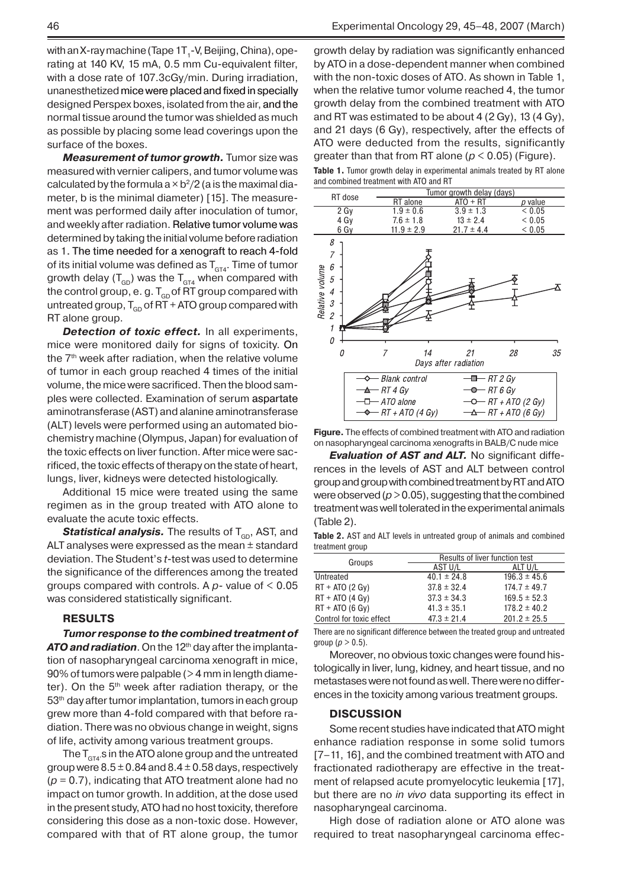with an X-ray machine (Tape $1T_1$-V, Beijing, China), operating at 140 KV, 15 mA, 0.5 mm Cu-equivalent filter, with a dose rate of 107.3cGy/min. During irradiation, unanesthetized mice were placed and fixed in specially designed Perspex boxes, isolated from the air, and the normal tissue around the tumor was shielded as much as possible by placing some lead coverings upon the surface of the boxes.

***Measurement of tumor growth.*** Tumor size was measured with vernier calipers, and tumor volume was calculated by the formula $a \times b^2/2$ (a is the maximal diameter, b is the minimal diameter) [15]. The measurement was performed daily after inoculation of tumor, and weekly after radiation. Relative tumor volume was determined by taking the initial volume before radiation as 1. The time needed for a xenograft to reach 4-fold of its initial volume was defined as $T_{GT4}$. Time of tumor growth delay ($T_{GD}$) was the $T_{GT4}$ when compared with the control group, e. g. $T_{GD}$ of RT group compared with untreated group, $T_{GD}$ of RT + ATO group compared with RT alone group.

***Detection of toxic effect.*** In all experiments, mice were monitored daily for signs of toxicity. On the 7[th] week after radiation, when the relative volume of tumor in each group reached 4 times of the initial volume, the mice were sacrificed. Then the blood samples were collected. Examination of serum aspartate aminotransferase (AST) and alanine aminotransferase (ALT) levels were performed using an automated biochemistry machine (Olympus, Japan) for evaluation of the toxic effects on liver function. After mice were sacrificed, the toxic effects of therapy on the state of heart, lungs, liver, kidneys were detected histologically.

Additional 15 mice were treated using the same regimen as in the group treated with ATO alone to evaluate the acute toxic effects.

***Statistical analysis.*** The results of $T_{GD}$, AST, and ALT analyses were expressed as the mean ± standard deviation. The Student's *t*-test was used to determine the significance of the differences among the treated groups compared with controls. A *p*- value of $< 0.05$ was considered statistically significant.

## RESULTS

***Tumor response to the combined treatment of ATO and radiation***. On the 12[th] day after the implantation of nasopharyngeal carcinoma xenograft in mice, 90% of tumors were palpable (> 4 mm in length diameter). On the 5[th] week after radiation therapy, or the 53[th] day after tumor implantation, tumors in each group grew more than 4-fold compared with that before radiation. There was no obvious change in weight, signs of life, activity among various treatment groups.

The $T_{GT4}$s in the ATO alone group and the untreated group were $8.5 \pm 0.84$ and $8.4 \pm 0.58$ days, respectively ($p = 0.7$), indicating that ATO treatment alone had no impact on tumor growth. In addition, at the dose used in the present study, ATO had no host toxicity, therefore considering this dose as a non-toxic dose. However, compared with that of RT alone group, the tumor growth delay by radiation was significantly enhanced by ATO in a dose-dependent manner when combined with the non-toxic doses of ATO. As shown in Table 1, when the relative tumor volume reached 4, the tumor growth delay from the combined treatment with ATO and RT was estimated to be about 4 (2 Gy), 13 (4 Gy), and 21 days (6 Gy), respectively, after the effects of ATO were deducted from the results, significantly greater than that from RT alone ($p < 0.05$) (Figure).

**Table 1.** Tumor growth delay in experimental animals treated by RT alone and combined treatment with ATO and RT

| RT dose | Tumor growth delay (days) | | |
|---|---|---|---|
| | RT alone | ATO + RT | *p* value |
| 2 Gy | 1.9 ± 0.6 | 3.9 ± 1.3 | < 0.05 |
| 4 Gy | 7.6 ± 1.8 | 13 ± 2.4 | < 0.05 |
| 6 Gy | 11.9 ± 2.9 | 21.7 ± 4.4 | < 0.05 |

**Figure.** The effects of combined treatment with ATO and radiation on nasopharyngeal carcinoma xenografts in BALB/C nude mice

***Evaluation of AST and ALT.*** No significant differences in the levels of AST and ALT between control group and group with combined treatment by RT and ATO were observed ($p > 0.05$), suggesting that the combined treatment was well tolerated in the experimental animals (Table 2).

**Table 2.** AST and ALT levels in untreated group of animals and combined treatment group

| Groups | Results of liver function test | |
|---|---|---|
| | AST U/L | ALT U/L |
| Untreated | 40.1 ± 24.8 | 196.3 ± 45.6 |
| RT + ATO (2 Gy) | 37.8 ± 32.4 | 174.7 ± 49.7 |
| RT + ATO (4 Gy) | 37.3 ± 34.3 | 169.5 ± 52.3 |
| RT + ATO (6 Gy) | 41.3 ± 35.1 | 178.2 ± 40.2 |
| Control for toxic effect | 47.3 ± 21.4 | 201.2 ± 25.5 |

There are no significant difference between the treated group and untreated group ($p > 0.5$).

Moreover, no obvious toxic changes were found histologically in liver, lung, kidney, and heart tissue, and no metastases were not found as well. There were no differences in the toxicity among various treatment groups.

## DISCUSSION

Some recent studies have indicated that ATO might enhance radiation response in some solid tumors [7–11, 16], and the combined treatment with ATO and fractionated radiotherapy are effective in the treatment of relapsed acute promyelocytic leukemia [17], but there are no *in vivo* data supporting its effect in nasopharyngeal carcinoma.

High dose of radiation alone or ATO alone was required to treat nasopharyngeal carcinoma effec-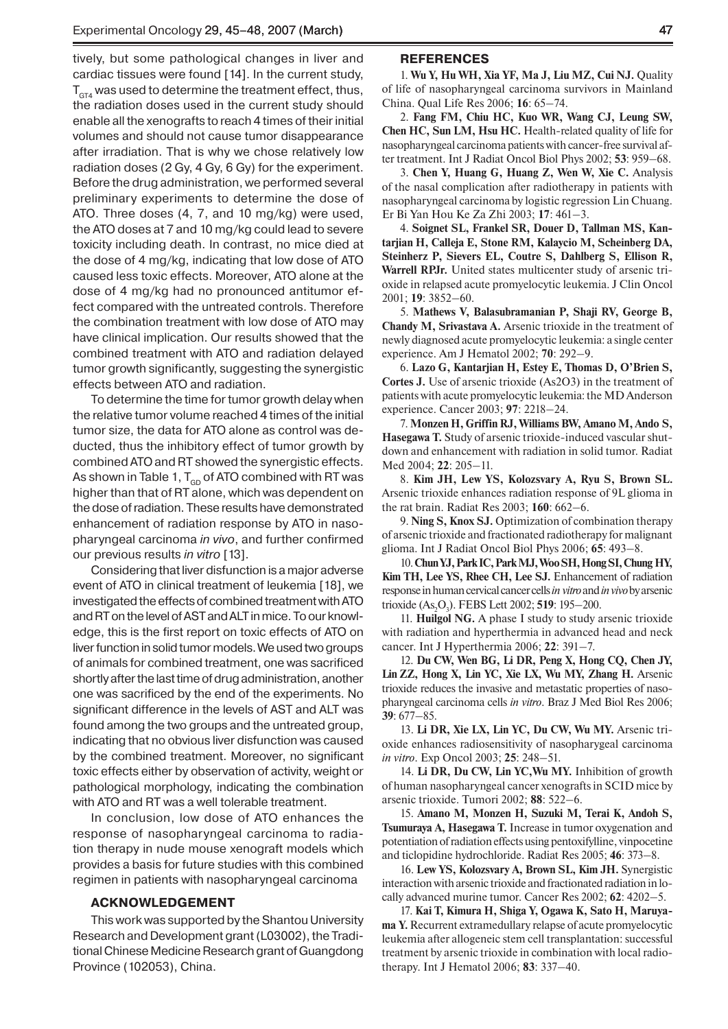tively, but some pathological changes in liver and cardiac tissues were found [14]. In the current study, $T_{GT4}$ was used to determine the treatment effect, thus, the radiation doses used in the current study should enable all the xenografts to reach 4 times of their initial volumes and should not cause tumor disappearance after irradiation. That is why we chose relatively low radiation doses (2 Gy, 4 Gy, 6 Gy) for the experiment. Before the drug administration, we performed several preliminary experiments to determine the dose of ATO. Three doses (4, 7, and 10 mg/kg) were used, the ATO doses at 7 and 10 mg/kg could lead to severe toxicity including death. In contrast, no mice died at the dose of 4 mg/kg, indicating that low dose of ATO caused less toxic effects. Moreover, ATO alone at the dose of 4 mg/kg had no pronounced antitumor effect compared with the untreated controls. Therefore the combination treatment with low dose of ATO may have clinical implication. Our results showed that the combined treatment with ATO and radiation delayed tumor growth significantly, suggesting the synergistic effects between ATO and radiation.

To determine the time for tumor growth delay when the relative tumor volume reached 4 times of the initial tumor size, the data for ATO alone as control was deducted, thus the inhibitory effect of tumor growth by combined ATO and RT showed the synergistic effects. As shown in Table 1, $T_{GD}$ of ATO combined with RT was higher than that of RT alone, which was dependent on the dose of radiation. These results have demonstrated enhancement of radiation response by ATO in nasopharyngeal carcinoma *in vivo*, and further confirmed our previous results *in vitro* [13].

Considering that liver disfunction is a major adverse event of ATO in clinical treatment of leukemia [18], we investigated the effects of combined treatment with ATO and RT on the level of AST and ALT in mice. To our knowledge, this is the first report on toxic effects of ATO on liver function in solid tumor models. We used two groups of animals for combined treatment, one was sacrificed shortly after the last time of drug administration, another one was sacrificed by the end of the experiments. No significant difference in the levels of AST and ALT was found among the two groups and the untreated group, indicating that no obvious liver disfunction was caused by the combined treatment. Moreover, no significant toxic effects either by observation of activity, weight or pathological morphology, indicating the combination with ATO and RT was a well tolerable treatment.

In conclusion, low dose of ATO enhances the response of nasopharyngeal carcinoma to radiation therapy in nude mouse xenograft models which provides a basis for future studies with this combined regimen in patients with nasopharyngeal carcinoma

## ACKNOWLEDGEMENT

This work was supported by the Shantou University Research and Development grant (L03002), the Traditional Chinese Medicine Research grant of Guangdong Province (102053), China.

## REFERENCES

1. **Wu Y, Hu WH, Xia YF, Ma J, Liu MZ, Cui NJ.** Quality of life of nasopharyngeal carcinoma survivors in Mainland China. Qual Life Res 2006; **16**: 65–74.

2. **Fang FM, Chiu HC, Kuo WR, Wang CJ, Leung SW, Chen HC, Sun LM, Hsu HC.** Health-related quality of life for nasopharyngeal carcinoma patients with cancer-free survival after treatment. Int J Radiat Oncol Biol Phys 2002; **53**: 959–68.

3. **Chen Y, Huang G, Huang Z, Wen W, Xie C.** Analysis of the nasal complication after radiotherapy in patients with nasopharyngeal carcinoma by logistic regression Lin Chuang. Er Bi Yan Hou Ke Za Zhi 2003; **17**: 461–3.

4. **Soignet SL, Frankel SR, Douer D, Tallman MS, Kantarjian H, Calleja E, Stone RM, Kalaycio M, Scheinberg DA, Steinherz P, Sievers EL, Coutre S, Dahlberg S, Ellison R, Warrell RPJr.** United states multicenter study of arsenic trioxide in relapsed acute promyelocytic leukemia. J Clin Oncol 2001; **19**: 3852–60.

5. **Mathews V, Balasubramanian P, Shaji RV, George B, Chandy M, Srivastava A.** Arsenic trioxide in the treatment of newly diagnosed acute promyelocytic leukemia: a single center experience. Am J Hematol 2002; **70**: 292–9.

6. **Lazo G, Kantarjian H, Estey E, Thomas D, O'Brien S, Cortes J.** Use of arsenic trioxide (As2O3) in the treatment of patients with acute promyelocytic leukemia: the MD Anderson experience. Cancer 2003; **97**: 2218–24.

7. **Monzen H, Griffin RJ, Williams BW, Amano M, Ando S, Hasegawa T.** Study of arsenic trioxide-induced vascular shutdown and enhancement with radiation in solid tumor. Radiat Med 2004; **22**: 205–11.

8. **Kim JH, Lew YS, Kolozsvary A, Ryu S, Brown SL.** Arsenic trioxide enhances radiation response of 9L glioma in the rat brain. Radiat Res 2003; **160**: 662–6.

9. **Ning S, Knox SJ.** Optimization of combination therapy of arsenic trioxide and fractionated radiotherapy for malignant glioma. Int J Radiat Oncol Biol Phys 2006; **65**: 493–8.

10. **Chun YJ, Park IC, Park MJ, Woo SH, Hong SI, Chung HY, Kim TH, Lee YS, Rhee CH, Lee SJ.** Enhancement of radiation response in human cervical cancer cells *in vitro* and *in vivo* by arsenic trioxide ($As_2O_3$). FEBS Lett 2002; **519**: 195–200.

11. **Huilgol NG.** A phase I study to study arsenic trioxide with radiation and hyperthermia in advanced head and neck cancer. Int J Hyperthermia 2006; **22**: 391–7.

12. **Du CW, Wen BG, Li DR, Peng X, Hong CQ, Chen JY, Lin ZZ, Hong X, Lin YC, Xie LX, Wu MY, Zhang H.** Arsenic trioxide reduces the invasive and metastatic properties of nasopharyngeal carcinoma cells *in vitro*. Braz J Med Biol Res 2006; **39**: 677–85.

13. **Li DR, Xie LX, Lin YC, Du CW, Wu MY.** Arsenic trioxide enhances radiosensitivity of nasopharygeal carcinoma *in vitro*. Exp Oncol 2003; **25**: 248–51.

14. **Li DR, Du CW, Lin YC,Wu MY.** Inhibition of growth of human nasopharyngeal cancer xenografts in SCID mice by arsenic trioxide. Tumori 2002; **88**: 522–6.

15. **Amano M, Monzen H, Suzuki M, Terai K, Andoh S, Tsumuraya A, Hasegawa T.** Increase in tumor oxygenation and potentiation of radiation effects using pentoxifylline, vinpocetine and ticlopidine hydrochloride. Radiat Res 2005; **46**: 373–8.

16. **Lew YS, Kolozsvary A, Brown SL, Kim JH.** Synergistic interaction with arsenic trioxide and fractionated radiation in locally advanced murine tumor. Cancer Res 2002; **62**: 4202–5.

17. **Kai T, Kimura H, Shiga Y, Ogawa K, Sato H, Maruyama Y.** Recurrent extramedullary relapse of acute promyelocytic leukemia after allogeneic stem cell transplantation: successful treatment by arsenic trioxide in combination with local radiotherapy. Int J Hematol 2006; **83**: 337–40.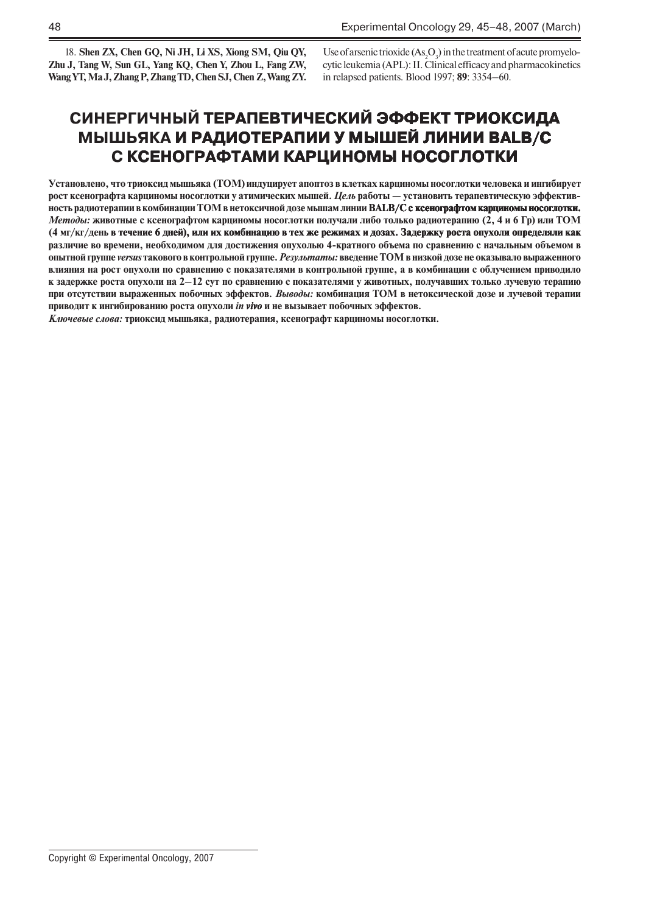18. **Shen ZX, Chen GQ, Ni JH, Li XS, Xiong SM, Qiu QY, Zhu J, Tang W, Sun GL, Yang KQ, Chen Y, Zhou L, Fang ZW, Wang YT, Ma J, Zhang P, Zhang TD, Chen SJ, Chen Z, Wang ZY.** Use of arsenic trioxide ($As_2O_3$) in the treatment of acute promyelocytic leukemia (APL): II. Clinical efficacy and pharmacokinetics in relapsed patients. Blood 1997; **89**: 3354–60.

# СИНЕРГИЧНЫЙ ТЕРАПЕВТИЧЕСКИЙ ЭФФЕКТ ТРИОКСИДА МЫШЬЯКА И РАДИОТЕРАПИИ У МЫШЕЙ ЛИНИИ BALB/C С КСЕНОГРАФТАМИ КАРЦИНОМЫ НОСОГЛОТКИ

**Установлено, что триоксид мышьяка (ТОМ) индуцирует апоптоз в клетках карциномы носоглотки человека и ингибирует рост ксенографта карциномы носоглотки у атимических мышей. *Цель* работы — установить терапевтическую эффективность радиотерапии в комбинации ТОМ в нетоксичной дозе мышам линии BALB/C с ксенографтом карциномы носоглотки. *Методы:* животные с ксенографтом карциномы носоглотки получали либо только радиотерапию (2, 4 и 6 Гр) или ТОМ (4 мг/кг/день в течение 6 дней), или их комбинацию в тех же режимах и дозах. Задержку роста опухоли определяли как различие во времени, необходимом для достижения опухолью 4-кратного объема по сравнению с начальным объемом в опытной группе *versus* такового в контрольной группе. *Результаты:* введение ТОМ в низкой дозе не оказывало выраженного влияния на рост опухоли по сравнению с показателями в контрольной группе, а в комбинации с облучением приводило к задержке роста опухоли на 2–12 сут по сравнению с показателями у животных, получавших только лучевую терапию при отсутствии выраженных побочных эффектов. *Выводы:* комбинация ТОМ в нетоксической дозе и лучевой терапии приводит к ингибированию роста опухоли *in vivo* и не вызывает побочных эффектов.**

***Ключевые слова:*** **триоксид мышьяка, радиотерапия, ксенографт карциномы носоглотки.**

Copyright © Experimental Oncology, 2007